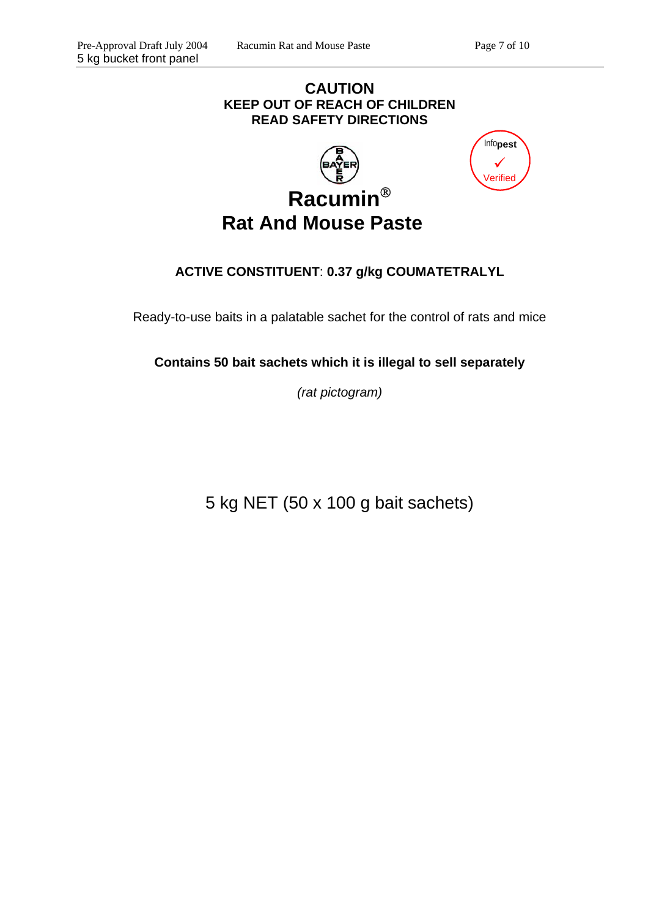5 kg bucket front panel

**CAUTION**
**KEEP OUT OF REACH OF CHILDREN**
**READ SAFETY DIRECTIONS**

Infopest ✓ Verified

# Racumin®
# Rat And Mouse Paste

**ACTIVE CONSTITUENT**: **0.37 g/kg COUMATETRALYL**

Ready-to-use baits in a palatable sachet for the control of rats and mice

**Contains 50 bait sachets which it is illegal to sell separately**

*(rat pictogram)*

5 kg NET (50 x 100 g bait sachets)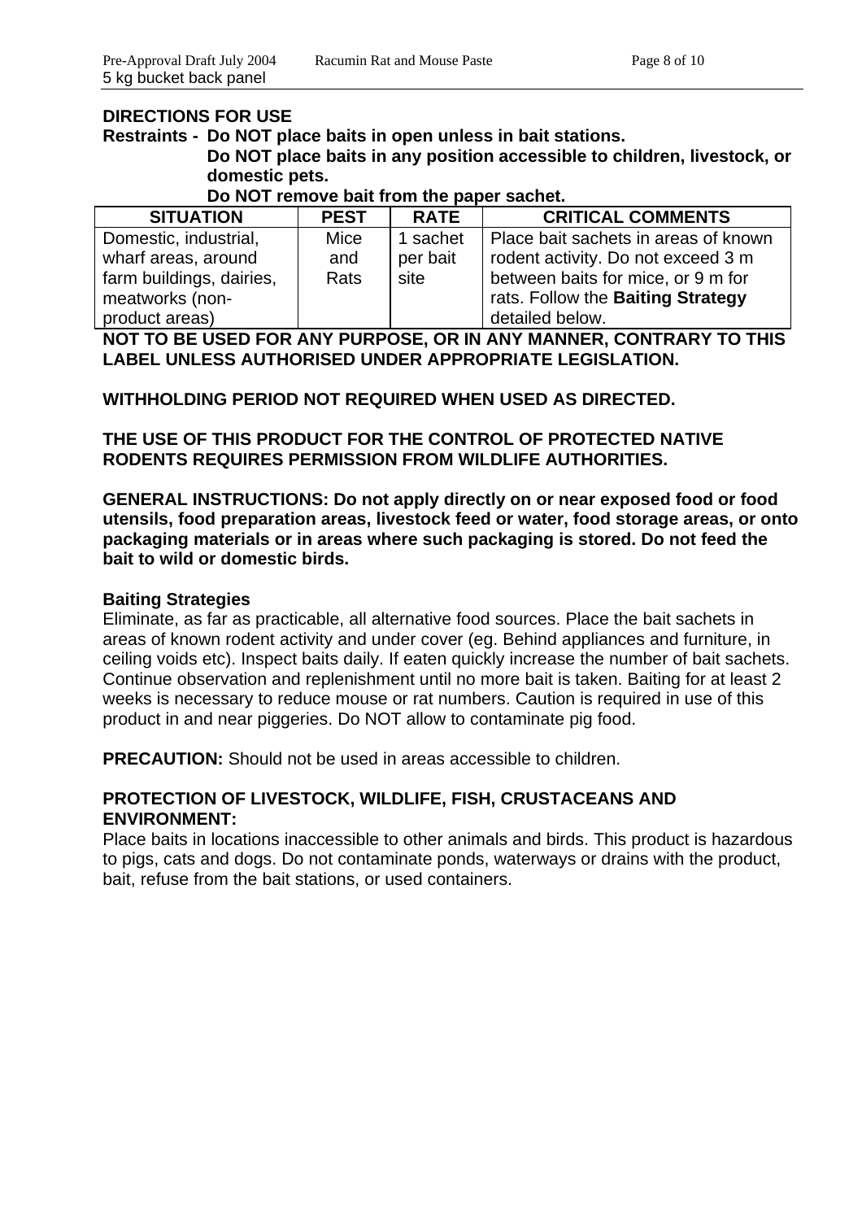5 kg bucket back panel

**DIRECTIONS FOR USE**

**Restraints - Do NOT place baits in open unless in bait stations.**
**Do NOT place baits in any position accessible to children, livestock, or domestic pets.**
**Do NOT remove bait from the paper sachet.**

| SITUATION | PEST | RATE | CRITICAL COMMENTS |
|---|---|---|---|
| Domestic, industrial, wharf areas, around farm buildings, dairies, meatworks (non-product areas) | Mice and Rats | 1 sachet per bait site | Place bait sachets in areas of known rodent activity. Do not exceed 3 m between baits for mice, or 9 m for rats. Follow the **Baiting Strategy** detailed below. |

**NOT TO BE USED FOR ANY PURPOSE, OR IN ANY MANNER, CONTRARY TO THIS LABEL UNLESS AUTHORISED UNDER APPROPRIATE LEGISLATION.**

**WITHHOLDING PERIOD NOT REQUIRED WHEN USED AS DIRECTED.**

**THE USE OF THIS PRODUCT FOR THE CONTROL OF PROTECTED NATIVE RODENTS REQUIRES PERMISSION FROM WILDLIFE AUTHORITIES.**

**GENERAL INSTRUCTIONS: Do not apply directly on or near exposed food or food utensils, food preparation areas, livestock feed or water, food storage areas, or onto packaging materials or in areas where such packaging is stored. Do not feed the bait to wild or domestic birds.**

**Baiting Strategies**

Eliminate, as far as practicable, all alternative food sources. Place the bait sachets in areas of known rodent activity and under cover (eg. Behind appliances and furniture, in ceiling voids etc). Inspect baits daily. If eaten quickly increase the number of bait sachets. Continue observation and replenishment until no more bait is taken. Baiting for at least 2 weeks is necessary to reduce mouse or rat numbers. Caution is required in use of this product in and near piggeries. Do NOT allow to contaminate pig food.

**PRECAUTION:** Should not be used in areas accessible to children.

**PROTECTION OF LIVESTOCK, WILDLIFE, FISH, CRUSTACEANS AND ENVIRONMENT:**

Place baits in locations inaccessible to other animals and birds. This product is hazardous to pigs, cats and dogs. Do not contaminate ponds, waterways or drains with the product, bait, refuse from the bait stations, or used containers.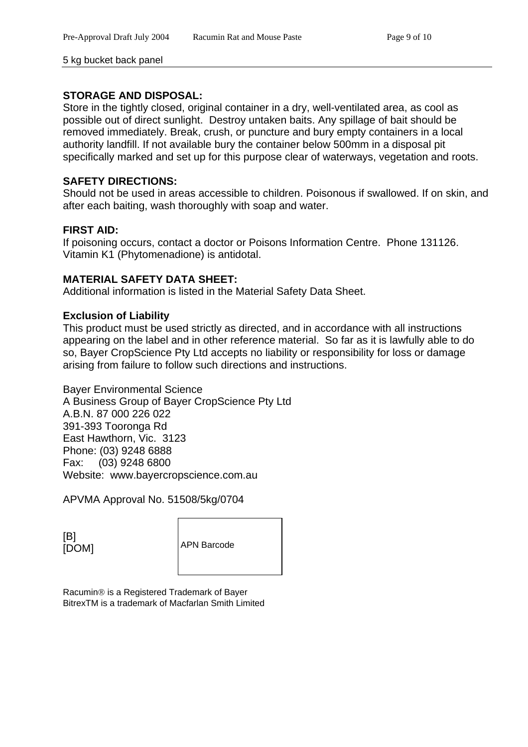5 kg bucket back panel

**STORAGE AND DISPOSAL:**
Store in the tightly closed, original container in a dry, well-ventilated area, as cool as possible out of direct sunlight. Destroy untaken baits. Any spillage of bait should be removed immediately. Break, crush, or puncture and bury empty containers in a local authority landfill. If not available bury the container below 500mm in a disposal pit specifically marked and set up for this purpose clear of waterways, vegetation and roots.

**SAFETY DIRECTIONS:**
Should not be used in areas accessible to children. Poisonous if swallowed. If on skin, and after each baiting, wash thoroughly with soap and water.

**FIRST AID:**
If poisoning occurs, contact a doctor or Poisons Information Centre. Phone 131126. Vitamin K1 (Phytomenadione) is antidotal.

**MATERIAL SAFETY DATA SHEET:**
Additional information is listed in the Material Safety Data Sheet.

**Exclusion of Liability**
This product must be used strictly as directed, and in accordance with all instructions appearing on the label and in other reference material. So far as it is lawfully able to do so, Bayer CropScience Pty Ltd accepts no liability or responsibility for loss or damage arising from failure to follow such directions and instructions.

Bayer Environmental Science
A Business Group of Bayer CropScience Pty Ltd
A.B.N. 87 000 226 022
391-393 Tooronga Rd
East Hawthorn, Vic. 3123
Phone: (03) 9248 6888
Fax: (03) 9248 6800
Website: www.bayercropscience.com.au

APVMA Approval No. 51508/5kg/0704

[B]
[DOM]

APN Barcode

Racumin® is a Registered Trademark of Bayer
BitrexTM is a trademark of Macfarlan Smith Limited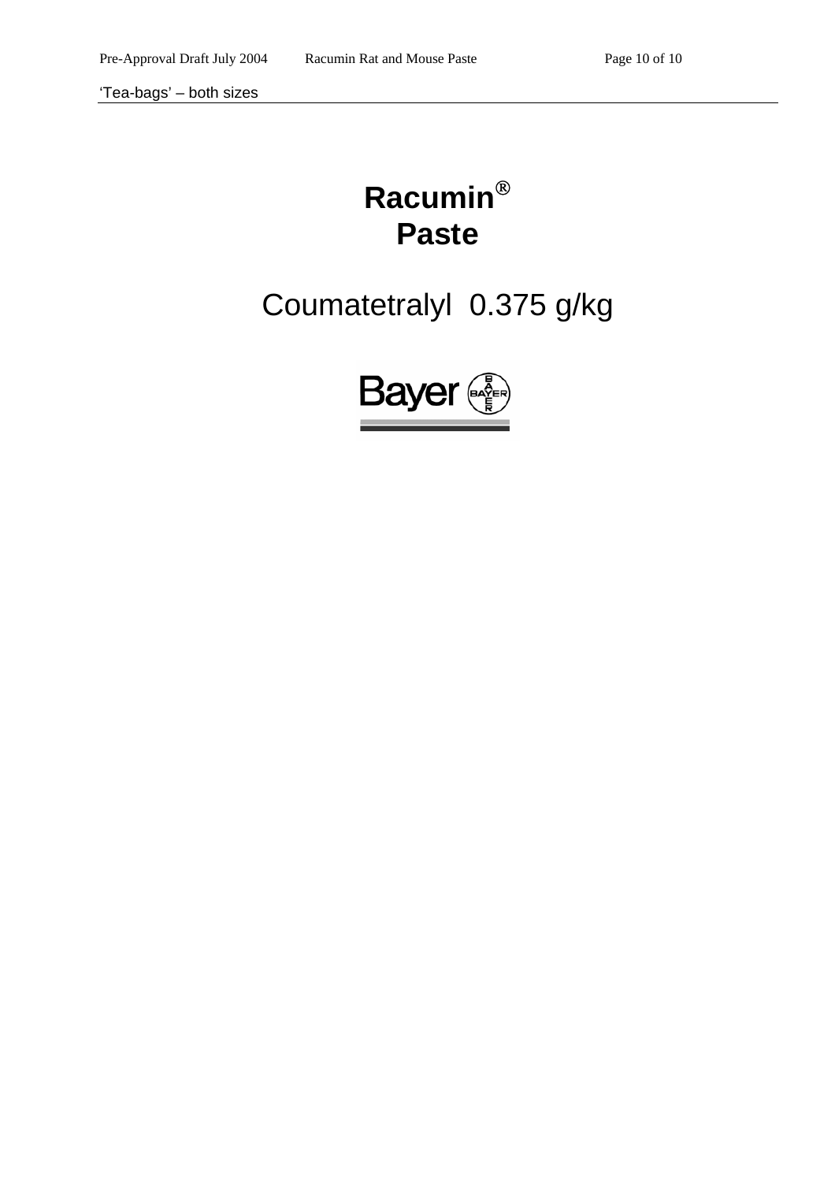'Tea-bags' – both sizes

# Racumin®
# Paste

Coumatetralyl 0.375 g/kg

Bayer